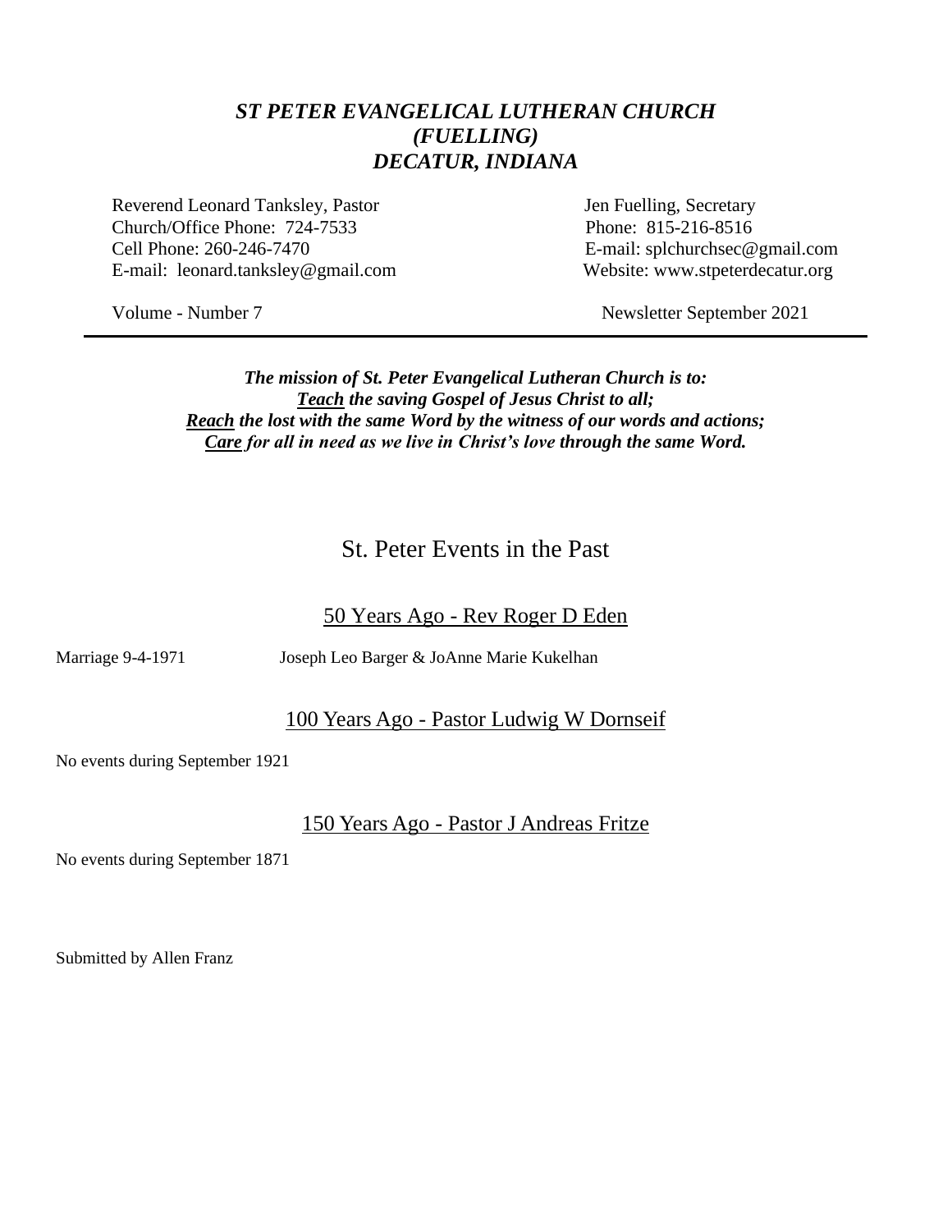# *ST PETER EVANGELICAL LUTHERAN CHURCH*
# *(FUELLING)*
# *DECATUR, INDIANA*

Reverend Leonard Tanksley, Pastor
Church/Office Phone: 724-7533
Cell Phone: 260-246-7470
E-mail: leonard.tanksley@gmail.com

Jen Fuelling, Secretary
Phone: 815-216-8516
E-mail: splchurchsec@gmail.com
Website: www.stpeterdecatur.org

Volume - Number 7

Newsletter September 2021

---

***The mission of St. Peter Evangelical Lutheran Church is to:***
***Teach the saving Gospel of Jesus Christ to all;***
***Reach the lost with the same Word by the witness of our words and actions;***
***Care for all in need as we live in Christ's love through the same Word.***

## St. Peter Events in the Past

### 50 Years Ago - Rev Roger D Eden

Marriage 9-4-1971 Joseph Leo Barger & JoAnne Marie Kukelhan

### 100 Years Ago - Pastor Ludwig W Dornseif

No events during September 1921

### 150 Years Ago - Pastor J Andreas Fritze

No events during September 1871

Submitted by Allen Franz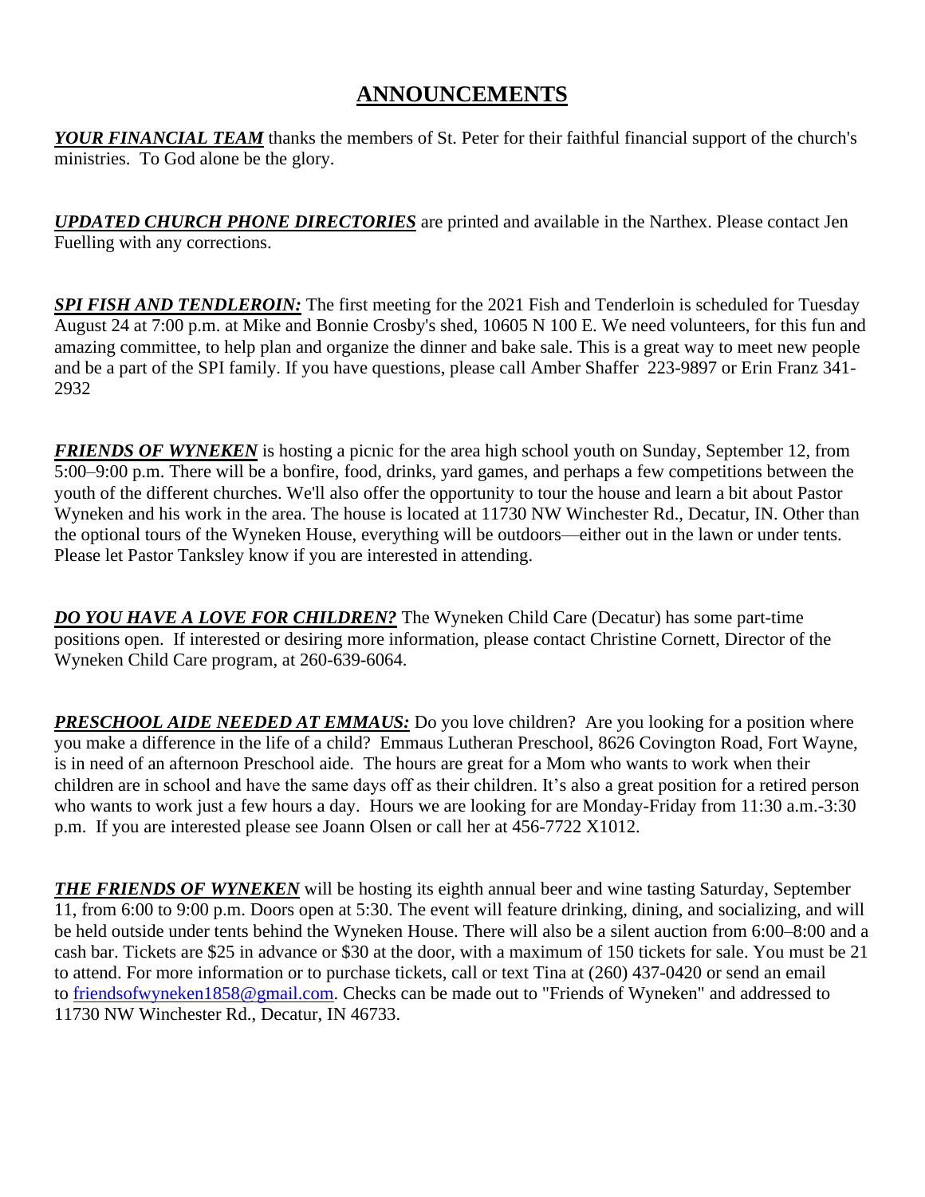# ANNOUNCEMENTS

***YOUR FINANCIAL TEAM*** thanks the members of St. Peter for their faithful financial support of the church's ministries. To God alone be the glory.

***UPDATED CHURCH PHONE DIRECTORIES*** are printed and available in the Narthex. Please contact Jen Fuelling with any corrections.

***SPI FISH AND TENDLEROIN:*** The first meeting for the 2021 Fish and Tenderloin is scheduled for Tuesday August 24 at 7:00 p.m. at Mike and Bonnie Crosby's shed, 10605 N 100 E. We need volunteers, for this fun and amazing committee, to help plan and organize the dinner and bake sale. This is a great way to meet new people and be a part of the SPI family. If you have questions, please call Amber Shaffer 223-9897 or Erin Franz 341-2932

***FRIENDS OF WYNEKEN*** is hosting a picnic for the area high school youth on Sunday, September 12, from 5:00–9:00 p.m. There will be a bonfire, food, drinks, yard games, and perhaps a few competitions between the youth of the different churches. We'll also offer the opportunity to tour the house and learn a bit about Pastor Wyneken and his work in the area. The house is located at 11730 NW Winchester Rd., Decatur, IN. Other than the optional tours of the Wyneken House, everything will be outdoors—either out in the lawn or under tents. Please let Pastor Tanksley know if you are interested in attending.

***DO YOU HAVE A LOVE FOR CHILDREN?*** The Wyneken Child Care (Decatur) has some part-time positions open. If interested or desiring more information, please contact Christine Cornett, Director of the Wyneken Child Care program, at 260-639-6064.

***PRESCHOOL AIDE NEEDED AT EMMAUS:*** Do you love children? Are you looking for a position where you make a difference in the life of a child? Emmaus Lutheran Preschool, 8626 Covington Road, Fort Wayne, is in need of an afternoon Preschool aide. The hours are great for a Mom who wants to work when their children are in school and have the same days off as their children. It's also a great position for a retired person who wants to work just a few hours a day. Hours we are looking for are Monday-Friday from 11:30 a.m.-3:30 p.m. If you are interested please see Joann Olsen or call her at 456-7722 X1012.

***THE FRIENDS OF WYNEKEN*** will be hosting its eighth annual beer and wine tasting Saturday, September 11, from 6:00 to 9:00 p.m. Doors open at 5:30. The event will feature drinking, dining, and socializing, and will be held outside under tents behind the Wyneken House. There will also be a silent auction from 6:00–8:00 and a cash bar. Tickets are $25 in advance or $30 at the door, with a maximum of 150 tickets for sale. You must be 21 to attend. For more information or to purchase tickets, call or text Tina at (260) 437-0420 or send an email to [friendsofwyneken1858@gmail.com](mailto:friendsofwyneken1858@gmail.com). Checks can be made out to "Friends of Wyneken" and addressed to 11730 NW Winchester Rd., Decatur, IN 46733.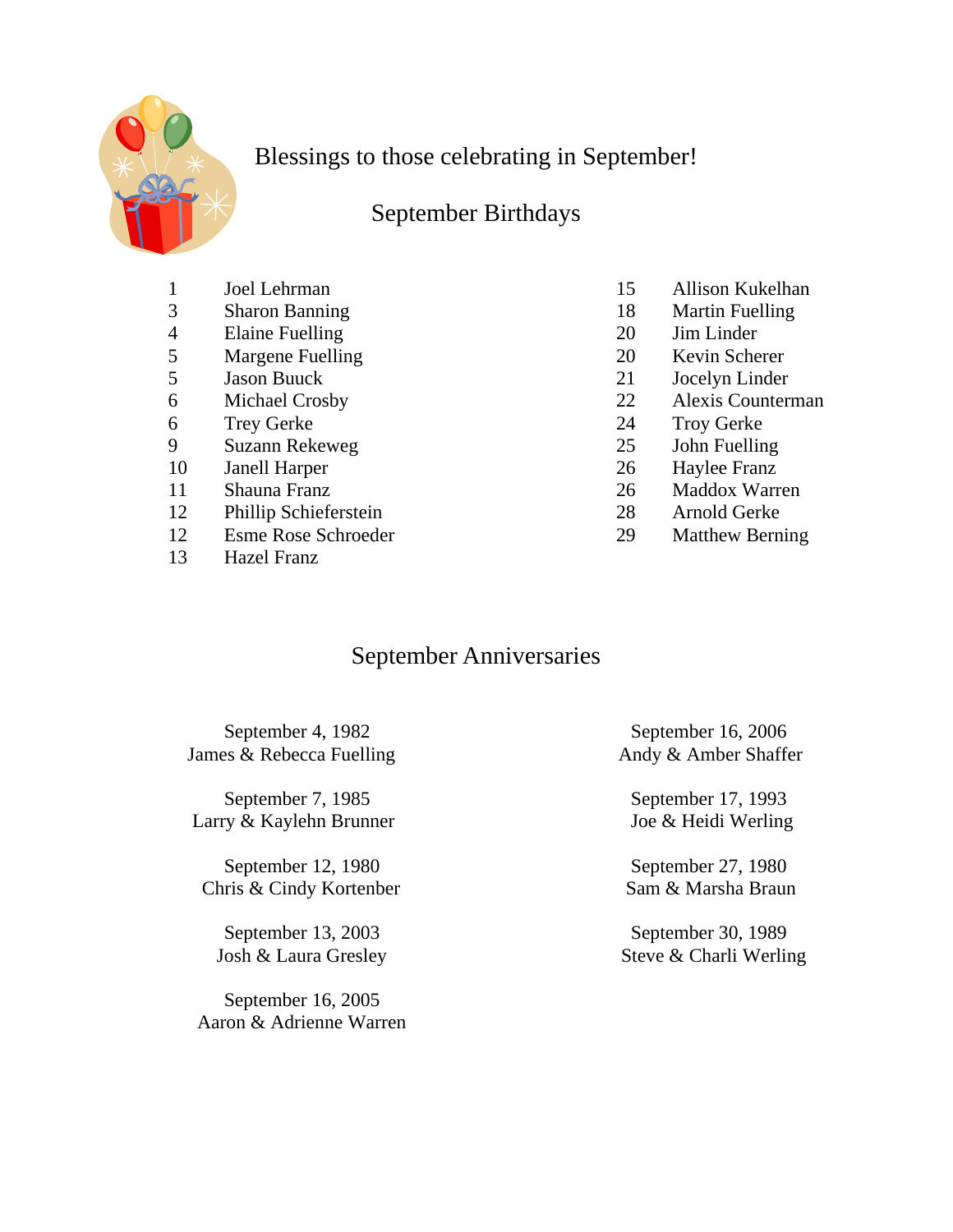Blessings to those celebrating in September!

## September Birthdays

| | |
|---|---|
| 1 | Joel Lehrman |
| 3 | Sharon Banning |
| 4 | Elaine Fuelling |
| 5 | Margene Fuelling |
| 5 | Jason Buuck |
| 6 | Michael Crosby |
| 6 | Trey Gerke |
| 9 | Suzann Rekeweg |
| 10 | Janell Harper |
| 11 | Shauna Franz |
| 12 | Phillip Schieferstein |
| 12 | Esme Rose Schroeder |
| 13 | Hazel Franz |
| 15 | Allison Kukelhan |
| 18 | Martin Fuelling |
| 20 | Jim Linder |
| 20 | Kevin Scherer |
| 21 | Jocelyn Linder |
| 22 | Alexis Counterman |
| 24 | Troy Gerke |
| 25 | John Fuelling |
| 26 | Haylee Franz |
| 26 | Maddox Warren |
| 28 | Arnold Gerke |
| 29 | Matthew Berning |

## September Anniversaries

September 4, 1982
James & Rebecca Fuelling

September 7, 1985
Larry & Kaylehn Brunner

September 12, 1980
Chris & Cindy Kortenber

September 13, 2003
Josh & Laura Gresley

September 16, 2005
Aaron & Adrienne Warren

September 16, 2006
Andy & Amber Shaffer

September 17, 1993
Joe & Heidi Werling

September 27, 1980
Sam & Marsha Braun

September 30, 1989
Steve & Charli Werling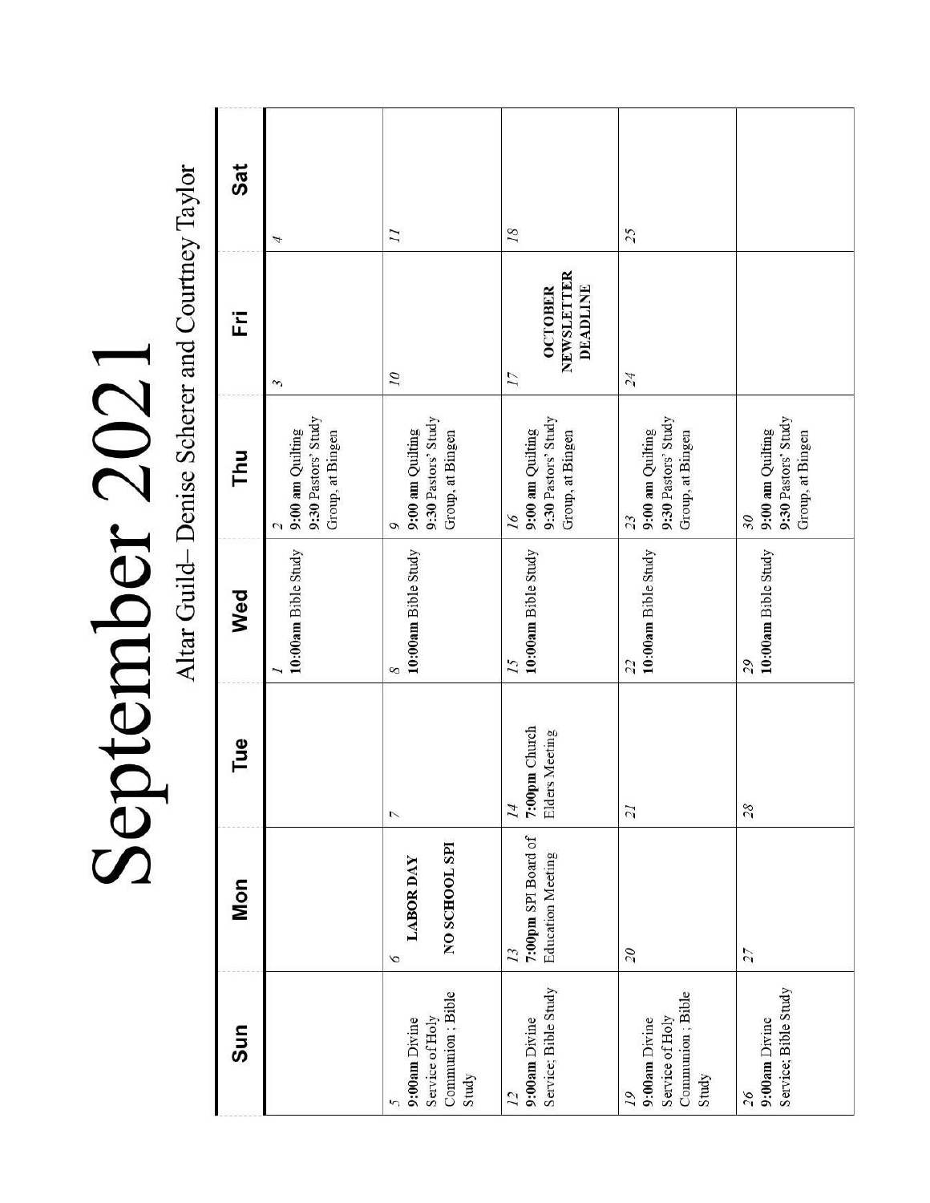# September 2021

## Altar Guild– Denise Scherer and Courtney Taylor

| Sun | Mon | Tue | Wed | Thu | Fri | Sat |
|---|---|---|---|---|---|---|
| | | | 1 **10:00am** Bible Study | 2 **9:00 am** Quilting 9:30 Pastors' Study Group, at Bingen | 3 | 4 |
| 5 **9:00am** Divine Service of Holy Communion ; Bible Study | 6 **LABOR DAY** **NO SCHOOL SPI** | 7 | 8 **10:00am** Bible Study | 9 **9:00 am** Quilting 9:30 Pastors' Study Group, at Bingen | 10 | 11 |
| 12 **9:00am** Divine Service; Bible Study | 13 **7:00pm** SPI Board of Education Meeting | 14 **7:00pm** Church Elders Meeting | 15 **10:00am** Bible Study | 16 **9:00 am** Quilting 9:30 Pastors' Study Group, at Bingen | 17 **OCTOBER NEWSLETTER DEADLINE** | 18 |
| 19 **9:00am** Divine Service of Holy Communion ; Bible Study | 20 | 21 | 22 **10:00am** Bible Study | 23 **9:00 am** Quilting 9:30 Pastors' Study Group, at Bingen | 24 | 25 |
| 26 **9:00am** Divine Service; Bible Study | 27 | 28 | 29 **10:00am** Bible Study | 30 **9:00 am** Quilting 9:30 Pastors' Study Group, at Bingen | | |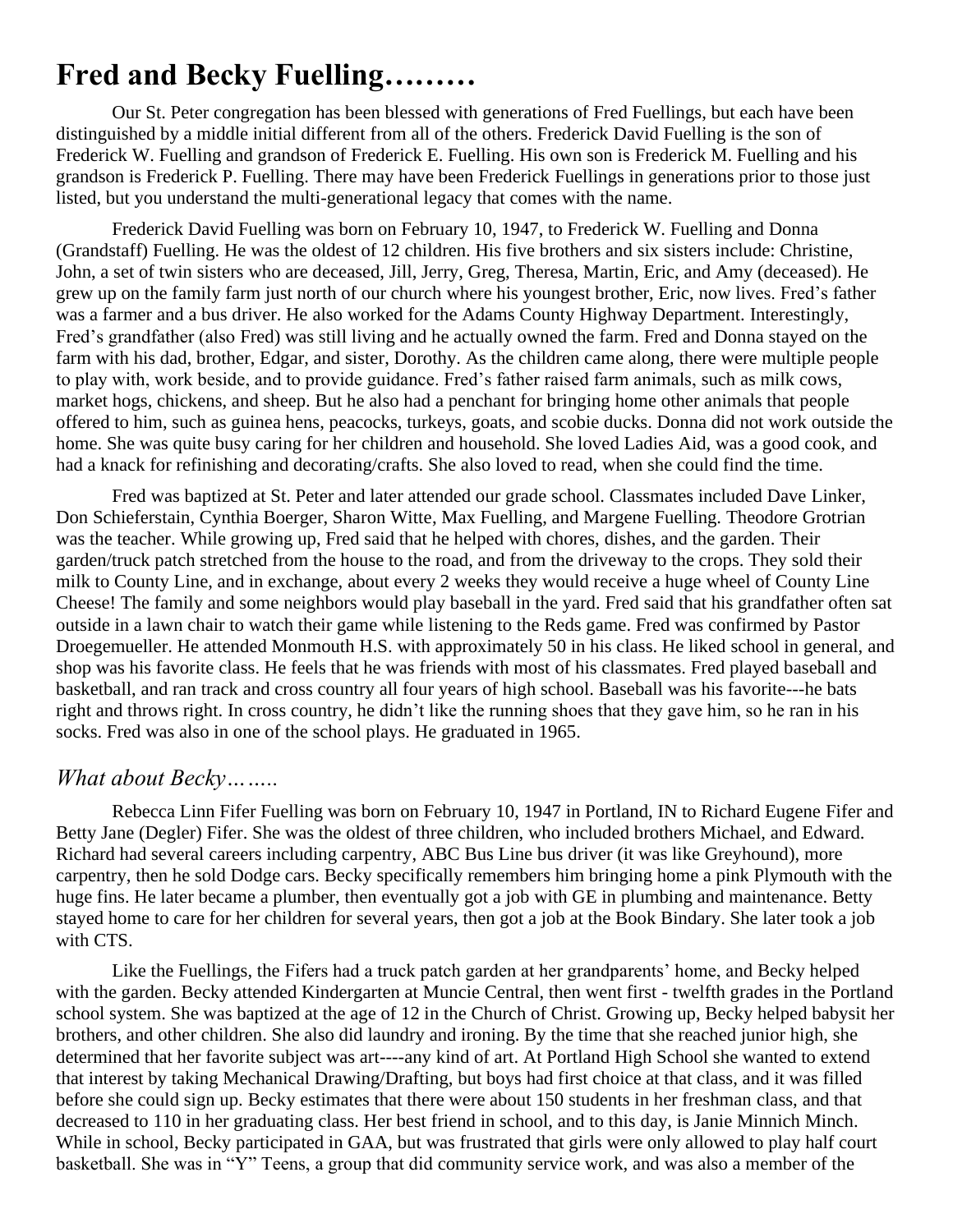# Fred and Becky Fuelling………

Our St. Peter congregation has been blessed with generations of Fred Fuellings, but each have been distinguished by a middle initial different from all of the others. Frederick David Fuelling is the son of Frederick W. Fuelling and grandson of Frederick E. Fuelling. His own son is Frederick M. Fuelling and his grandson is Frederick P. Fuelling. There may have been Frederick Fuellings in generations prior to those just listed, but you understand the multi-generational legacy that comes with the name.

Frederick David Fuelling was born on February 10, 1947, to Frederick W. Fuelling and Donna (Grandstaff) Fuelling. He was the oldest of 12 children. His five brothers and six sisters include: Christine, John, a set of twin sisters who are deceased, Jill, Jerry, Greg, Theresa, Martin, Eric, and Amy (deceased). He grew up on the family farm just north of our church where his youngest brother, Eric, now lives. Fred's father was a farmer and a bus driver. He also worked for the Adams County Highway Department. Interestingly, Fred's grandfather (also Fred) was still living and he actually owned the farm. Fred and Donna stayed on the farm with his dad, brother, Edgar, and sister, Dorothy. As the children came along, there were multiple people to play with, work beside, and to provide guidance. Fred's father raised farm animals, such as milk cows, market hogs, chickens, and sheep. But he also had a penchant for bringing home other animals that people offered to him, such as guinea hens, peacocks, turkeys, goats, and scobie ducks. Donna did not work outside the home. She was quite busy caring for her children and household. She loved Ladies Aid, was a good cook, and had a knack for refinishing and decorating/crafts. She also loved to read, when she could find the time.

Fred was baptized at St. Peter and later attended our grade school. Classmates included Dave Linker, Don Schieferstain, Cynthia Boerger, Sharon Witte, Max Fuelling, and Margene Fuelling. Theodore Grotrian was the teacher. While growing up, Fred said that he helped with chores, dishes, and the garden. Their garden/truck patch stretched from the house to the road, and from the driveway to the crops. They sold their milk to County Line, and in exchange, about every 2 weeks they would receive a huge wheel of County Line Cheese! The family and some neighbors would play baseball in the yard. Fred said that his grandfather often sat outside in a lawn chair to watch their game while listening to the Reds game. Fred was confirmed by Pastor Droegemueller. He attended Monmouth H.S. with approximately 50 in his class. He liked school in general, and shop was his favorite class. He feels that he was friends with most of his classmates. Fred played baseball and basketball, and ran track and cross country all four years of high school. Baseball was his favorite---he bats right and throws right. In cross country, he didn't like the running shoes that they gave him, so he ran in his socks. Fred was also in one of the school plays. He graduated in 1965.

## *What about Becky……..*

Rebecca Linn Fifer Fuelling was born on February 10, 1947 in Portland, IN to Richard Eugene Fifer and Betty Jane (Degler) Fifer. She was the oldest of three children, who included brothers Michael, and Edward. Richard had several careers including carpentry, ABC Bus Line bus driver (it was like Greyhound), more carpentry, then he sold Dodge cars. Becky specifically remembers him bringing home a pink Plymouth with the huge fins. He later became a plumber, then eventually got a job with GE in plumbing and maintenance. Betty stayed home to care for her children for several years, then got a job at the Book Bindary. She later took a job with CTS.

Like the Fuellings, the Fifers had a truck patch garden at her grandparents' home, and Becky helped with the garden. Becky attended Kindergarten at Muncie Central, then went first - twelfth grades in the Portland school system. She was baptized at the age of 12 in the Church of Christ. Growing up, Becky helped babysit her brothers, and other children. She also did laundry and ironing. By the time that she reached junior high, she determined that her favorite subject was art----any kind of art. At Portland High School she wanted to extend that interest by taking Mechanical Drawing/Drafting, but boys had first choice at that class, and it was filled before she could sign up. Becky estimates that there were about 150 students in her freshman class, and that decreased to 110 in her graduating class. Her best friend in school, and to this day, is Janie Minnich Minch. While in school, Becky participated in GAA, but was frustrated that girls were only allowed to play half court basketball. She was in "Y" Teens, a group that did community service work, and was also a member of the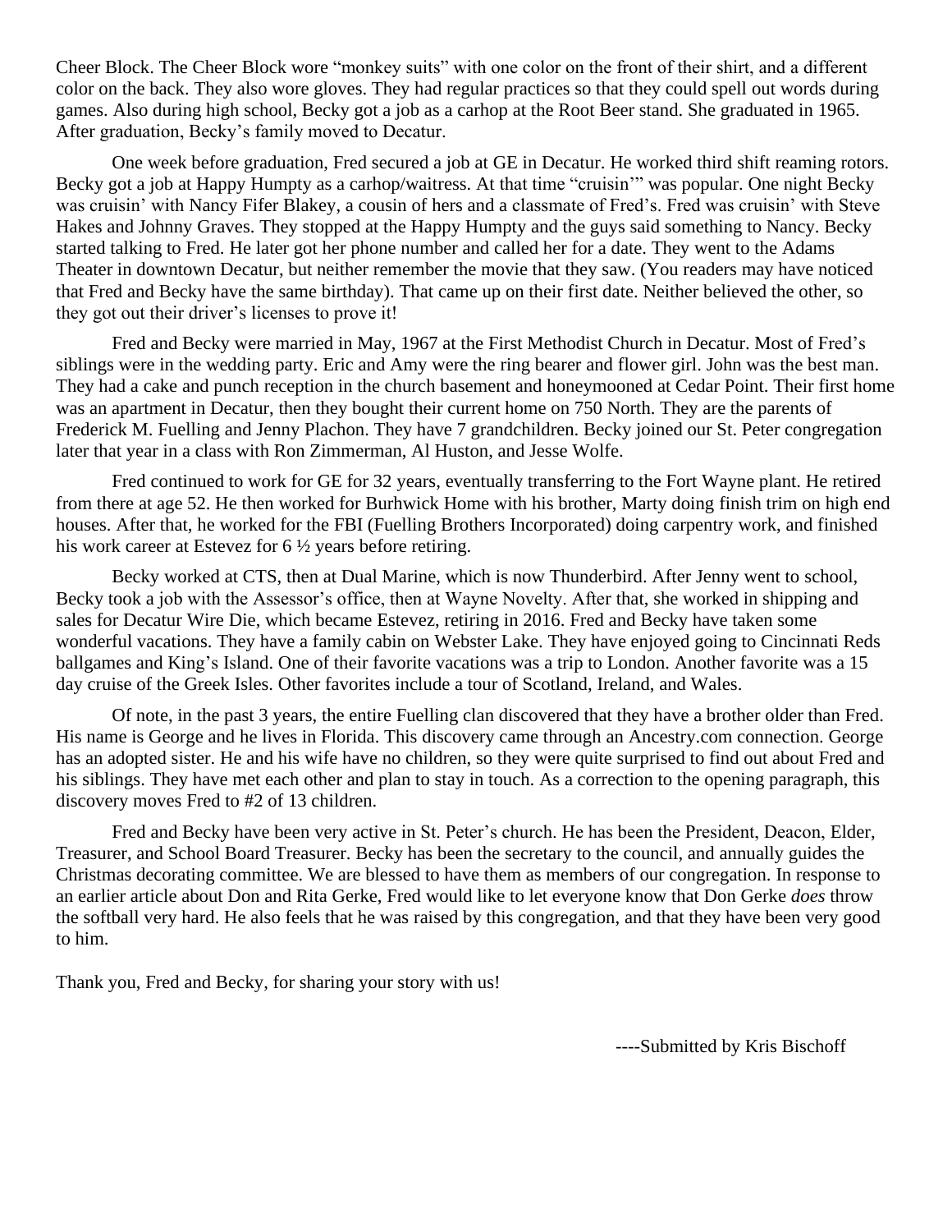Cheer Block. The Cheer Block wore "monkey suits" with one color on the front of their shirt, and a different color on the back. They also wore gloves. They had regular practices so that they could spell out words during games. Also during high school, Becky got a job as a carhop at the Root Beer stand. She graduated in 1965. After graduation, Becky's family moved to Decatur.

One week before graduation, Fred secured a job at GE in Decatur. He worked third shift reaming rotors. Becky got a job at Happy Humpty as a carhop/waitress. At that time "cruisin'" was popular. One night Becky was cruisin' with Nancy Fifer Blakey, a cousin of hers and a classmate of Fred's. Fred was cruisin' with Steve Hakes and Johnny Graves. They stopped at the Happy Humpty and the guys said something to Nancy. Becky started talking to Fred. He later got her phone number and called her for a date. They went to the Adams Theater in downtown Decatur, but neither remember the movie that they saw. (You readers may have noticed that Fred and Becky have the same birthday). That came up on their first date. Neither believed the other, so they got out their driver's licenses to prove it!

Fred and Becky were married in May, 1967 at the First Methodist Church in Decatur. Most of Fred's siblings were in the wedding party. Eric and Amy were the ring bearer and flower girl. John was the best man. They had a cake and punch reception in the church basement and honeymooned at Cedar Point. Their first home was an apartment in Decatur, then they bought their current home on 750 North. They are the parents of Frederick M. Fuelling and Jenny Plachon. They have 7 grandchildren. Becky joined our St. Peter congregation later that year in a class with Ron Zimmerman, Al Huston, and Jesse Wolfe.

Fred continued to work for GE for 32 years, eventually transferring to the Fort Wayne plant. He retired from there at age 52. He then worked for Burhwick Home with his brother, Marty doing finish trim on high end houses. After that, he worked for the FBI (Fuelling Brothers Incorporated) doing carpentry work, and finished his work career at Estevez for 6 ½ years before retiring.

Becky worked at CTS, then at Dual Marine, which is now Thunderbird. After Jenny went to school, Becky took a job with the Assessor's office, then at Wayne Novelty. After that, she worked in shipping and sales for Decatur Wire Die, which became Estevez, retiring in 2016. Fred and Becky have taken some wonderful vacations. They have a family cabin on Webster Lake. They have enjoyed going to Cincinnati Reds ballgames and King's Island. One of their favorite vacations was a trip to London. Another favorite was a 15 day cruise of the Greek Isles. Other favorites include a tour of Scotland, Ireland, and Wales.

Of note, in the past 3 years, the entire Fuelling clan discovered that they have a brother older than Fred. His name is George and he lives in Florida. This discovery came through an Ancestry.com connection. George has an adopted sister. He and his wife have no children, so they were quite surprised to find out about Fred and his siblings. They have met each other and plan to stay in touch. As a correction to the opening paragraph, this discovery moves Fred to #2 of 13 children.

Fred and Becky have been very active in St. Peter's church. He has been the President, Deacon, Elder, Treasurer, and School Board Treasurer. Becky has been the secretary to the council, and annually guides the Christmas decorating committee. We are blessed to have them as members of our congregation. In response to an earlier article about Don and Rita Gerke, Fred would like to let everyone know that Don Gerke *does* throw the softball very hard. He also feels that he was raised by this congregation, and that they have been very good to him.

Thank you, Fred and Becky, for sharing your story with us!

----Submitted by Kris Bischoff